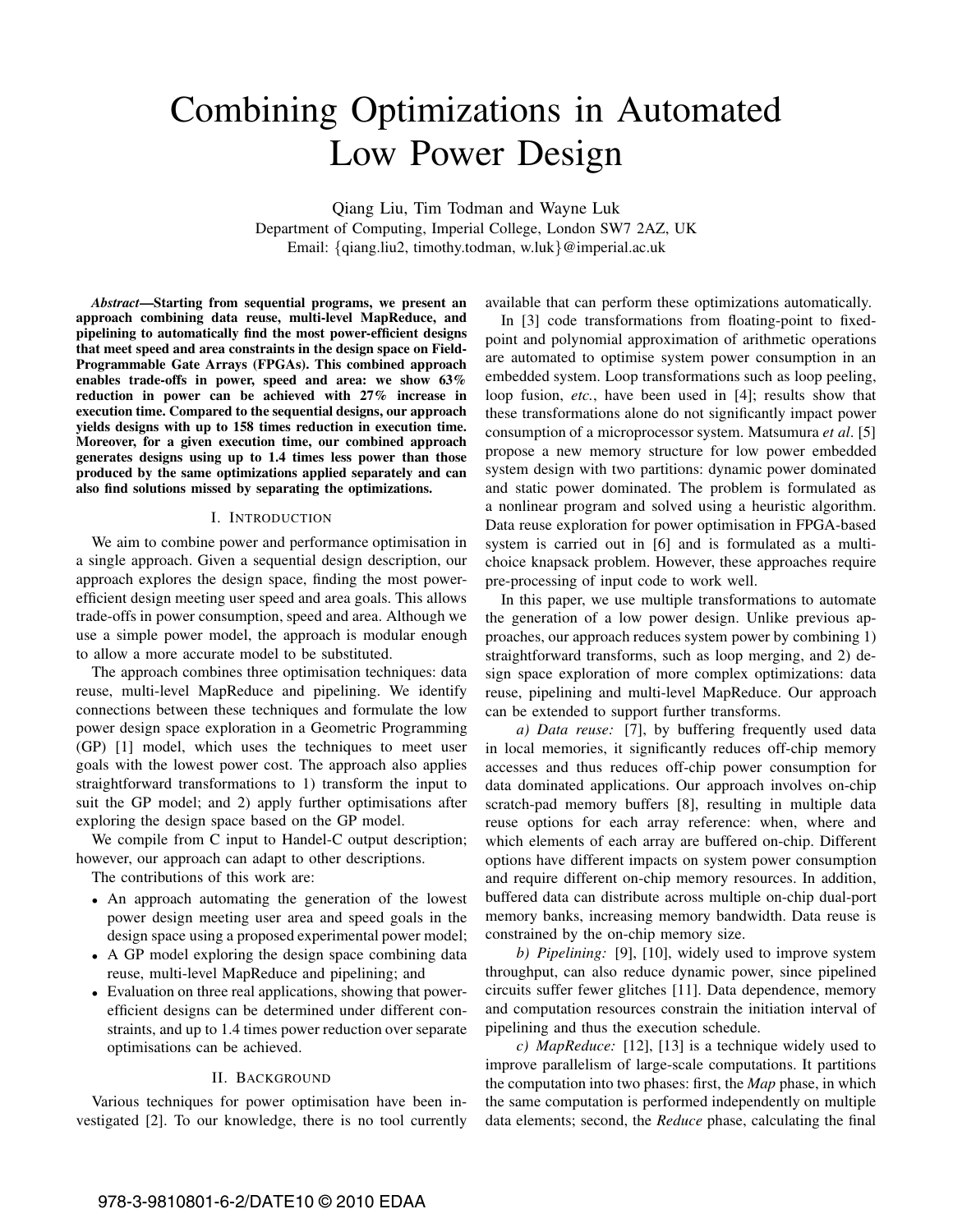# Combining Optimizations in Automated Low Power Design

Qiang Liu, Tim Todman and Wayne Luk
Department of Computing, Imperial College, London SW7 2AZ, UK
Email: {qiang.liu2, timothy.todman, w.luk}@imperial.ac.uk

***Abstract*—Starting from sequential programs, we present an approach combining data reuse, multi-level MapReduce, and pipelining to automatically find the most power-efficient designs that meet speed and area constraints in the design space on Field-Programmable Gate Arrays (FPGAs). This combined approach enables trade-offs in power, speed and area: we show 63% reduction in power can be achieved with 27% increase in execution time. Compared to the sequential designs, our approach yields designs with up to 158 times reduction in execution time. Moreover, for a given execution time, our combined approach generates designs using up to 1.4 times less power than those produced by the same optimizations applied separately and can also find solutions missed by separating the optimizations.**

## I. Introduction

We aim to combine power and performance optimisation in a single approach. Given a sequential design description, our approach explores the design space, finding the most power-efficient design meeting user speed and area goals. This allows trade-offs in power consumption, speed and area. Although we use a simple power model, the approach is modular enough to allow a more accurate model to be substituted.

The approach combines three optimisation techniques: data reuse, multi-level MapReduce and pipelining. We identify connections between these techniques and formulate the low power design space exploration in a Geometric Programming (GP) [1] model, which uses the techniques to meet user goals with the lowest power cost. The approach also applies straightforward transformations to 1) transform the input to suit the GP model; and 2) apply further optimisations after exploring the design space based on the GP model.

We compile from C input to Handel-C output description; however, our approach can adapt to other descriptions.

The contributions of this work are:

- An approach automating the generation of the lowest power design meeting user area and speed goals in the design space using a proposed experimental power model;
- A GP model exploring the design space combining data reuse, multi-level MapReduce and pipelining; and
- Evaluation on three real applications, showing that power-efficient designs can be determined under different constraints, and up to 1.4 times power reduction over separate optimisations can be achieved.

## II. Background

Various techniques for power optimisation have been investigated [2]. To our knowledge, there is no tool currently available that can perform these optimizations automatically.

In [3] code transformations from floating-point to fixed-point and polynomial approximation of arithmetic operations are automated to optimise system power consumption in an embedded system. Loop transformations such as loop peeling, loop fusion, *etc.*, have been used in [4]; results show that these transformations alone do not significantly impact power consumption of a microprocessor system. Matsumura *et al*. [5] propose a new memory structure for low power embedded system design with two partitions: dynamic power dominated and static power dominated. The problem is formulated as a nonlinear program and solved using a heuristic algorithm. Data reuse exploration for power optimisation in FPGA-based system is carried out in [6] and is formulated as a multi-choice knapsack problem. However, these approaches require pre-processing of input code to work well.

In this paper, we use multiple transformations to automate the generation of a low power design. Unlike previous approaches, our approach reduces system power by combining 1) straightforward transforms, such as loop merging, and 2) design space exploration of more complex optimizations: data reuse, pipelining and multi-level MapReduce. Our approach can be extended to support further transforms.

*a) Data reuse:* [7], by buffering frequently used data in local memories, it significantly reduces off-chip memory accesses and thus reduces off-chip power consumption for data dominated applications. Our approach involves on-chip scratch-pad memory buffers [8], resulting in multiple data reuse options for each array reference: when, where and which elements of each array are buffered on-chip. Different options have different impacts on system power consumption and require different on-chip memory resources. In addition, buffered data can distribute across multiple on-chip dual-port memory banks, increasing memory bandwidth. Data reuse is constrained by the on-chip memory size.

*b) Pipelining:* [9], [10], widely used to improve system throughput, can also reduce dynamic power, since pipelined circuits suffer fewer glitches [11]. Data dependence, memory and computation resources constrain the initiation interval of pipelining and thus the execution schedule.

*c) MapReduce:* [12], [13] is a technique widely used to improve parallelism of large-scale computations. It partitions the computation into two phases: first, the *Map* phase, in which the same computation is performed independently on multiple data elements; second, the *Reduce* phase, calculating the final

978-3-9810801-6-2/DATE10 © 2010 EDAA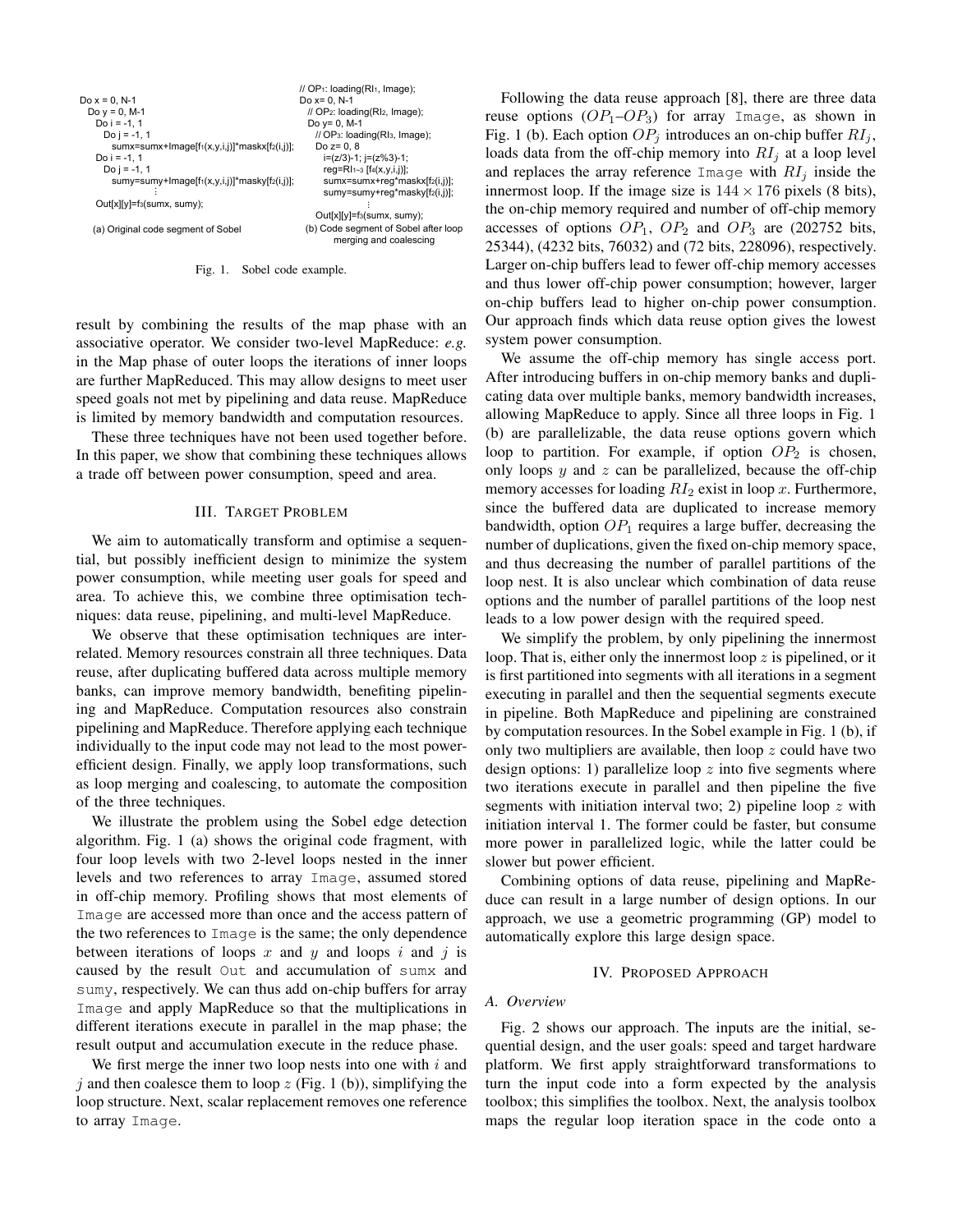```
Do x = 0, N-1
  Do y = 0, M-1
    Do i = -1, 1
      Do j = -1, 1
        sumx=sumx+Image[f1(x,y,i,j)]*maskx[f2(i,j)];
    Do i = -1, 1
      Do j = -1, 1
        sumy=sumy+Image[f1(x,y,i,j)]*masky[f2(i,j)];
            ⋮
    Out[x][y]=f3(sumx, sumy);
```

(a) Original code segment of Sobel

```
// OP1: loading(RI1, Image);
Do x= 0, N-1
  // OP2: loading(RI2, Image);
  Do y= 0, M-1
    // OP3: loading(RI3, Image);
    Do z= 0, 8
      i=(z/3)-1; j=(z%3)-1;
      reg=RI1~3 [f4(x,y,i,j)];
      sumx=sumx+reg*maskx[f2(i,j)];
      sumy=sumy+reg*masky[f2(i,j)];
            ⋮
    Out[x][y]=f3(sumx, sumy);
```

(b) Code segment of Sobel after loop merging and coalescing

Fig. 1. Sobel code example.

result by combining the results of the map phase with an associative operator. We consider two-level MapReduce: *e.g.* in the Map phase of outer loops the iterations of inner loops are further MapReduced. This may allow designs to meet user speed goals not met by pipelining and data reuse. MapReduce is limited by memory bandwidth and computation resources.

These three techniques have not been used together before. In this paper, we show that combining these techniques allows a trade off between power consumption, speed and area.

## III. Target Problem

We aim to automatically transform and optimise a sequential, but possibly inefficient design to minimize the system power consumption, while meeting user goals for speed and area. To achieve this, we combine three optimisation techniques: data reuse, pipelining, and multi-level MapReduce.

We observe that these optimisation techniques are interrelated. Memory resources constrain all three techniques. Data reuse, after duplicating buffered data across multiple memory banks, can improve memory bandwidth, benefiting pipelining and MapReduce. Computation resources also constrain pipelining and MapReduce. Therefore applying each technique individually to the input code may not lead to the most power-efficient design. Finally, we apply loop transformations, such as loop merging and coalescing, to automate the composition of the three techniques.

We illustrate the problem using the Sobel edge detection algorithm. Fig. 1 (a) shows the original code fragment, with four loop levels with two 2-level loops nested in the inner levels and two references to array `Image`, assumed stored in off-chip memory. Profiling shows that most elements of `Image` are accessed more than once and the access pattern of the two references to `Image` is the same; the only dependence between iterations of loops $x$ and $y$ and loops $i$ and $j$ is caused by the result `Out` and accumulation of `sumx` and `sumy`, respectively. We can thus add on-chip buffers for array `Image` and apply MapReduce so that the multiplications in different iterations execute in parallel in the map phase; the result output and accumulation execute in the reduce phase.

We first merge the inner two loop nests into one with $i$ and $j$ and then coalesce them to loop $z$ (Fig. 1 (b)), simplifying the loop structure. Next, scalar replacement removes one reference to array `Image`.

Following the data reuse approach [8], there are three data reuse options ($OP_1$–$OP_3$) for array `Image`, as shown in Fig. 1 (b). Each option $OP_j$ introduces an on-chip buffer $RI_j$, loads data from the off-chip memory into $RI_j$ at a loop level and replaces the array reference `Image` with $RI_j$ inside the innermost loop. If the image size is $144 \times 176$ pixels (8 bits), the on-chip memory required and number of off-chip memory accesses of options $OP_1$, $OP_2$ and $OP_3$ are (202752 bits, 25344), (4232 bits, 76032) and (72 bits, 228096), respectively. Larger on-chip buffers lead to fewer off-chip memory accesses and thus lower off-chip power consumption; however, larger on-chip buffers lead to higher on-chip power consumption. Our approach finds which data reuse option gives the lowest system power consumption.

We assume the off-chip memory has single access port. After introducing buffers in on-chip memory banks and duplicating data over multiple banks, memory bandwidth increases, allowing MapReduce to apply. Since all three loops in Fig. 1 (b) are parallelizable, the data reuse options govern which loop to partition. For example, if option $OP_2$ is chosen, only loops $y$ and $z$ can be parallelized, because the off-chip memory accesses for loading $RI_2$ exist in loop $x$. Furthermore, since the buffered data are duplicated to increase memory bandwidth, option $OP_1$ requires a large buffer, decreasing the number of duplications, given the fixed on-chip memory space, and thus decreasing the number of parallel partitions of the loop nest. It is also unclear which combination of data reuse options and the number of parallel partitions of the loop nest leads to a low power design with the required speed.

We simplify the problem, by only pipelining the innermost loop. That is, either only the innermost loop $z$ is pipelined, or it is first partitioned into segments with all iterations in a segment executing in parallel and then the sequential segments execute in pipeline. Both MapReduce and pipelining are constrained by computation resources. In the Sobel example in Fig. 1 (b), if only two multipliers are available, then loop $z$ could have two design options: 1) parallelize loop $z$ into five segments where two iterations execute in parallel and then pipeline the five segments with initiation interval two; 2) pipeline loop $z$ with initiation interval 1. The former could be faster, but consume more power in parallelized logic, while the latter could be slower but power efficient.

Combining options of data reuse, pipelining and MapReduce can result in a large number of design options. In our approach, we use a geometric programming (GP) model to automatically explore this large design space.

## IV. Proposed Approach

### A. Overview

Fig. 2 shows our approach. The inputs are the initial, sequential design, and the user goals: speed and target hardware platform. We first apply straightforward transformations to turn the input code into a form expected by the analysis toolbox; this simplifies the toolbox. Next, the analysis toolbox maps the regular loop iteration space in the code onto a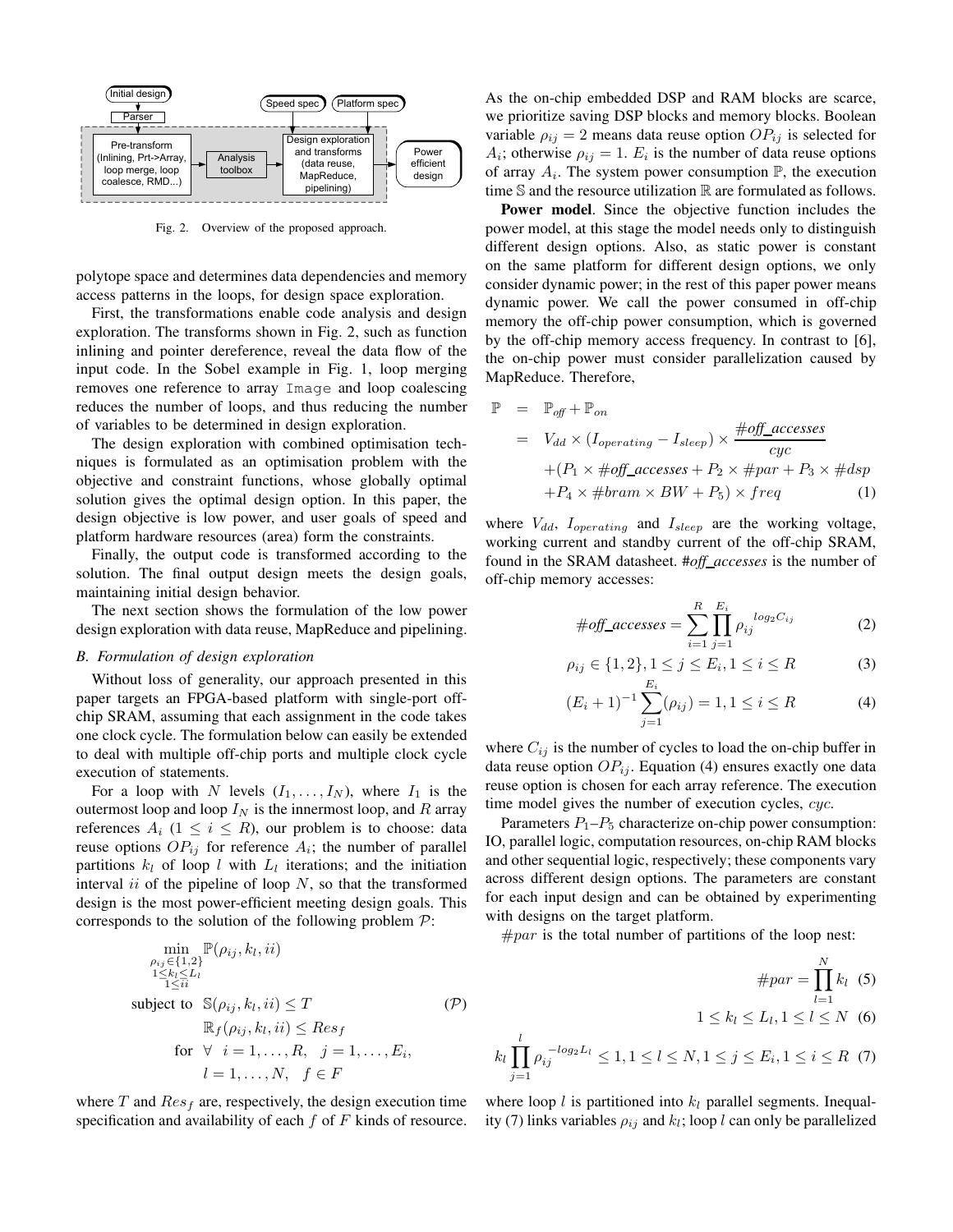Fig. 2. Overview of the proposed approach.

polytope space and determines data dependencies and memory access patterns in the loops, for design space exploration.

First, the transformations enable code analysis and design exploration. The transforms shown in Fig. 2, such as function inlining and pointer dereference, reveal the data flow of the input code. In the Sobel example in Fig. 1, loop merging removes one reference to array `Image` and loop coalescing reduces the number of loops, and thus reducing the number of variables to be determined in design exploration.

The design exploration with combined optimisation techniques is formulated as an optimisation problem with the objective and constraint functions, whose globally optimal solution gives the optimal design option. In this paper, the design objective is low power, and user goals of speed and platform hardware resources (area) form the constraints.

Finally, the output code is transformed according to the solution. The final output design meets the design goals, maintaining initial design behavior.

The next section shows the formulation of the low power design exploration with data reuse, MapReduce and pipelining.

### B. Formulation of design exploration

Without loss of generality, our approach presented in this paper targets an FPGA-based platform with single-port off-chip SRAM, assuming that each assignment in the code takes one clock cycle. The formulation below can easily be extended to deal with multiple off-chip ports and multiple clock cycle execution of statements.

For a loop with $N$ levels $(I_1, \ldots, I_N)$, where $I_1$ is the outermost loop and loop $I_N$ is the innermost loop, and $R$ array references $A_i$ $(1 \leq i \leq R)$, our problem is to choose: data reuse options $OP_{ij}$ for reference $A_i$; the number of parallel partitions $k_l$ of loop $l$ with $L_l$ iterations; and the initiation interval $ii$ of the pipeline of loop $N$, so that the transformed design is the most power-efficient meeting design goals. This corresponds to the solution of the following problem $\mathcal{P}$:

$$\begin{aligned}
&\min_{\substack{\rho_{ij} \in \{1,2\} \\ 1 \leq k_l \leq L_l \\ 1 \leq ii}} \mathbb{P}(\rho_{ij}, k_l, ii) \\
&\text{subject to} \quad \mathbb{S}(\rho_{ij}, k_l, ii) \leq T \qquad (\mathcal{P}) \\
&\qquad \mathbb{R}_f(\rho_{ij}, k_l, ii) \leq Res_f \\
&\qquad \text{for} \ \forall \ i = 1, \ldots, R, \ \ j = 1, \ldots, E_i, \\
&\qquad l = 1, \ldots, N, \ \ f \in F
\end{aligned}$$

where $T$ and $Res_f$ are, respectively, the design execution time specification and availability of each $f$ of $F$ kinds of resource. As the on-chip embedded DSP and RAM blocks are scarce, we prioritize saving DSP blocks and memory blocks. Boolean variable $\rho_{ij} = 2$ means data reuse option $OP_{ij}$ is selected for $A_i$; otherwise $\rho_{ij} = 1$. $E_i$ is the number of data reuse options of array $A_i$. The system power consumption $\mathbb{P}$, the execution time $\mathbb{S}$ and the resource utilization $\mathbb{R}$ are formulated as follows.

**Power model**. Since the objective function includes the power model, at this stage the model needs only to distinguish different design options. Also, as static power is constant on the same platform for different design options, we only consider dynamic power; in the rest of this paper power means dynamic power. We call the power consumed in off-chip memory the off-chip power consumption, which is governed by the off-chip memory access frequency. In contrast to [6], the on-chip power must consider parallelization caused by MapReduce. Therefore,

$$\begin{aligned}
\mathbb{P} &= \mathbb{P}_{\mathit{off}} + \mathbb{P}_{on} \\
&= V_{dd} \times (I_{operating} - I_{sleep}) \times \frac{\#\mathit{off\_accesses}}{cyc} \\
&\quad + (P_1 \times \#\mathit{off\_accesses} + P_2 \times \#par + P_3 \times \#dsp \\
&\quad + P_4 \times \#bram \times BW + P_5) \times freq \qquad (1)
\end{aligned}$$

where $V_{dd}$, $I_{operating}$ and $I_{sleep}$ are the working voltage, working current and standby current of the off-chip SRAM, found in the SRAM datasheet. *#off_accesses* is the number of off-chip memory accesses:

$$\#\mathit{off\_accesses} = \sum_{i=1}^{R} \prod_{j=1}^{E_i} \rho_{ij}^{\ log_2 C_{ij}} \qquad (2)$$

$$\rho_{ij} \in \{1, 2\}, 1 \leq j \leq E_i, 1 \leq i \leq R \qquad (3)$$

$$(E_i + 1)^{-1} \sum_{j=1}^{E_i} (\rho_{ij}) = 1, 1 \leq i \leq R \qquad (4)$$

where $C_{ij}$ is the number of cycles to load the on-chip buffer in data reuse option $OP_{ij}$. Equation (4) ensures exactly one data reuse option is chosen for each array reference. The execution time model gives the number of execution cycles, $cyc$.

Parameters $P_1$–$P_5$ characterize on-chip power consumption: IO, parallel logic, computation resources, on-chip RAM blocks and other sequential logic, respectively; these components vary across different design options. The parameters are constant for each input design and can be obtained by experimenting with designs on the target platform.

$\#par$ is the total number of partitions of the loop nest:

$$\#par = \prod_{l=1}^{N} k_l \qquad (5)$$

$$1 \leq k_l \leq L_l, 1 \leq l \leq N \qquad (6)$$

$$k_l \prod_{j=1}^{l} \rho_{ij}^{\ -log_2 L_l} \leq 1, 1 \leq l \leq N, 1 \leq j \leq E_i, 1 \leq i \leq R \qquad (7)$$

where loop $l$ is partitioned into $k_l$ parallel segments. Inequality (7) links variables $\rho_{ij}$ and $k_l$; loop $l$ can only be parallelized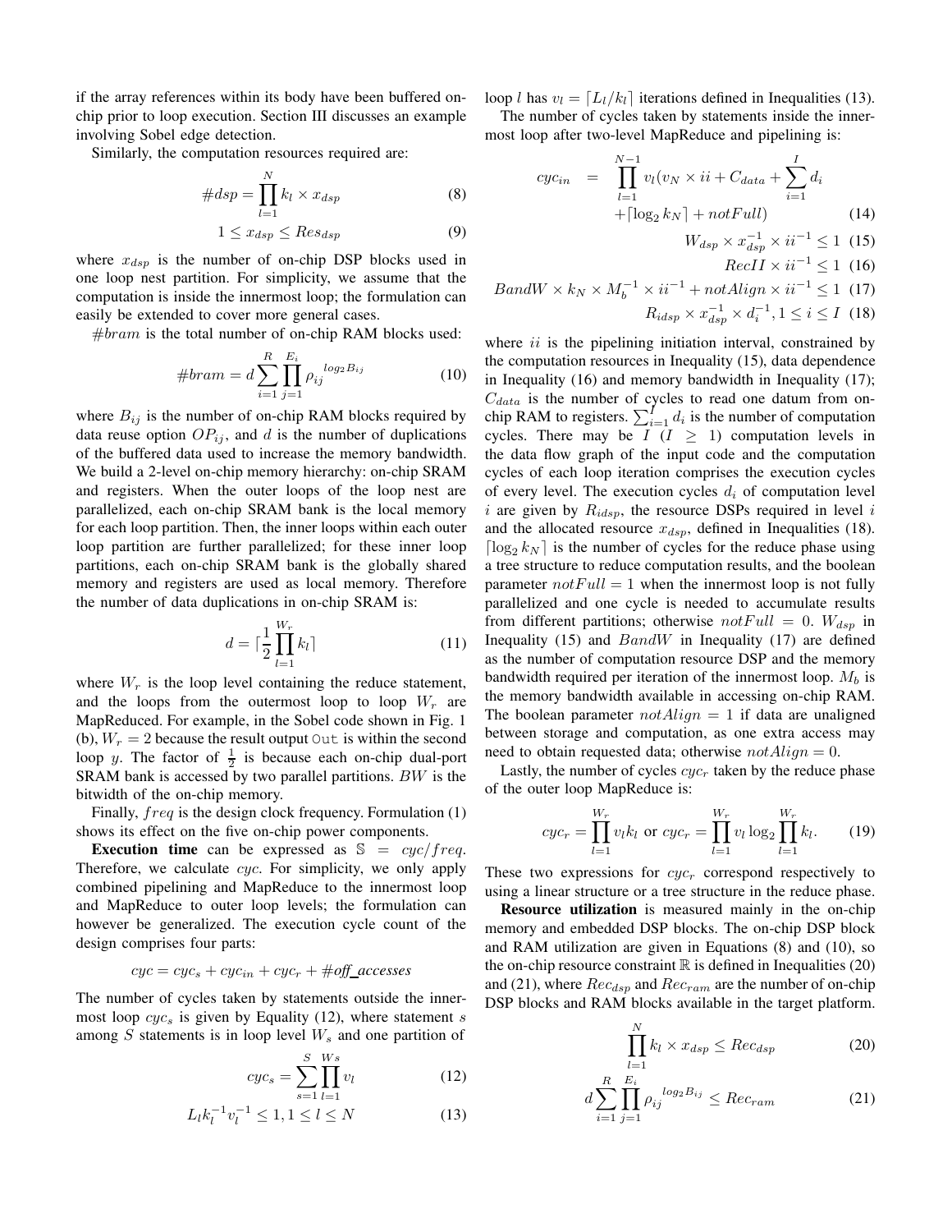if the array references within its body have been buffered on-chip prior to loop execution. Section III discusses an example involving Sobel edge detection.

Similarly, the computation resources required are:

$$\#dsp = \prod_{l=1}^{N} k_l \times x_{dsp} \tag{8}$$

$$1 \leq x_{dsp} \leq Res_{dsp} \tag{9}$$

where $x_{dsp}$ is the number of on-chip DSP blocks used in one loop nest partition. For simplicity, we assume that the computation is inside the innermost loop; the formulation can easily be extended to cover more general cases.

$\#bram$ is the total number of on-chip RAM blocks used:

$$\#bram = d \sum_{i=1}^{R} \prod_{j=1}^{E_i} \rho_{ij}{}^{log_2 B_{ij}} \tag{10}$$

where $B_{ij}$ is the number of on-chip RAM blocks required by data reuse option $OP_{ij}$, and $d$ is the number of duplications of the buffered data used to increase the memory bandwidth. We build a 2-level on-chip memory hierarchy: on-chip SRAM and registers. When the outer loops of the loop nest are parallelized, each on-chip SRAM bank is the local memory for each loop partition. Then, the inner loops within each outer loop partition are further parallelized; for these inner loop partitions, each on-chip SRAM bank is the globally shared memory and registers are used as local memory. Therefore the number of data duplications in on-chip SRAM is:

$$d = \lceil \frac{1}{2} \prod_{l=1}^{W_r} k_l \rceil \tag{11}$$

where $W_r$ is the loop level containing the reduce statement, and the loops from the outermost loop to loop $W_r$ are MapReduced. For example, in the Sobel code shown in Fig. 1 (b), $W_r = 2$ because the result output `Out` is within the second loop $y$. The factor of $\frac{1}{2}$ is because each on-chip dual-port SRAM bank is accessed by two parallel partitions. $BW$ is the bitwidth of the on-chip memory.

Finally, $freq$ is the design clock frequency. Formulation (1) shows its effect on the five on-chip power components.

**Execution time** can be expressed as $\mathbb{S} = cyc/freq$. Therefore, we calculate $cyc$. For simplicity, we only apply combined pipelining and MapReduce to the innermost loop and MapReduce to outer loop levels; the formulation can however be generalized. The execution cycle count of the design comprises four parts:

$$cyc = cyc_s + cyc_{in} + cyc_r + \#off\_accesses$$

The number of cycles taken by statements outside the innermost loop $cyc_s$ is given by Equality (12), where statement $s$ among $S$ statements is in loop level $W_s$ and one partition of loop $l$ has $v_l = \lceil L_l/k_l \rceil$ iterations defined in Inequalities (13).

$$cyc_s = \sum_{s=1}^{S} \prod_{l=1}^{Ws} v_l \tag{12}$$

$$L_l k_l^{-1} v_l^{-1} \leq 1, 1 \leq l \leq N \tag{13}$$

The number of cycles taken by statements inside the innermost loop after two-level MapReduce and pipelining is:

$$cyc_{in} = \prod_{l=1}^{N-1} v_l (v_N \times ii + C_{data} + \sum_{i=1}^{I} d_i + \lceil \log_2 k_N \rceil + notFull) \tag{14}$$

$$W_{dsp} \times x_{dsp}^{-1} \times ii^{-1} \leq 1 \tag{15}$$

$$RecII \times ii^{-1} \leq 1 \tag{16}$$

$$BandW \times k_N \times M_b^{-1} \times ii^{-1} + notAlign \times ii^{-1} \leq 1 \tag{17}$$

$$R_{idsp} \times x_{dsp}^{-1} \times d_i^{-1}, 1 \leq i \leq I \tag{18}$$

where $ii$ is the pipelining initiation interval, constrained by the computation resources in Inequality (15), data dependence in Inequality (16) and memory bandwidth in Inequality (17); $C_{data}$ is the number of cycles to read one datum from on-chip RAM to registers. $\sum_{i=1}^{I} d_i$ is the number of computation cycles. There may be $I$ ($I \geq 1$) computation levels in the data flow graph of the input code and the computation cycles of each loop iteration comprises the execution cycles of every level. The execution cycles $d_i$ of computation level $i$ are given by $R_{idsp}$, the resource DSPs required in level $i$ and the allocated resource $x_{dsp}$, defined in Inequalities (18). $\lceil \log_2 k_N \rceil$ is the number of cycles for the reduce phase using a tree structure to reduce computation results, and the boolean parameter $notFull = 1$ when the innermost loop is not fully parallelized and one cycle is needed to accumulate results from different partitions; otherwise $notFull = 0$. $W_{dsp}$ in Inequality (15) and $BandW$ in Inequality (17) are defined as the number of computation resource DSP and the memory bandwidth required per iteration of the innermost loop. $M_b$ is the memory bandwidth available in accessing on-chip RAM. The boolean parameter $notAlign = 1$ if data are unaligned between storage and computation, as one extra access may need to obtain requested data; otherwise $notAlign = 0$.

Lastly, the number of cycles $cyc_r$ taken by the reduce phase of the outer loop MapReduce is:

$$cyc_r = \prod_{l=1}^{W_r} v_l k_l \text{ or } cyc_r = \prod_{l=1}^{W_r} v_l \log_2 \prod_{l=1}^{W_r} k_l. \tag{19}$$

These two expressions for $cyc_r$ correspond respectively to using a linear structure or a tree structure in the reduce phase.

**Resource utilization** is measured mainly in the on-chip memory and embedded DSP blocks. The on-chip DSP block and RAM utilization are given in Equations (8) and (10), so the on-chip resource constraint $\mathbb{R}$ is defined in Inequalities (20) and (21), where $Rec_{dsp}$ and $Rec_{ram}$ are the number of on-chip DSP blocks and RAM blocks available in the target platform.

$$\prod_{l=1}^{N} k_l \times x_{dsp} \leq Rec_{dsp} \tag{20}$$

$$d \sum_{i=1}^{R} \prod_{j=1}^{E_i} \rho_{ij}{}^{log_2 B_{ij}} \leq Rec_{ram} \tag{21}$$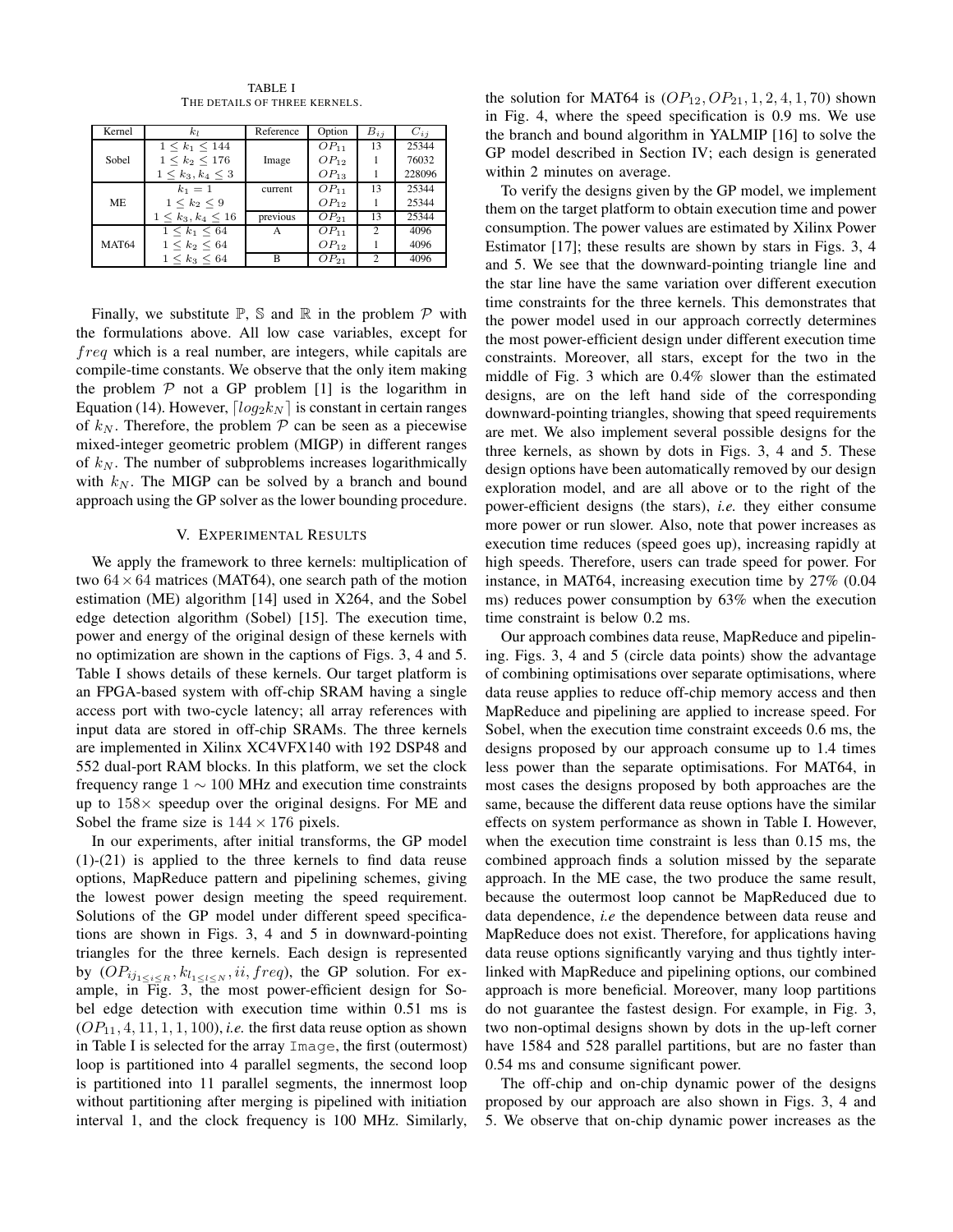TABLE I
THE DETAILS OF THREE KERNELS.

| Kernel | $k_l$ | Reference | Option | $B_{ij}$ | $C_{ij}$ |
|---|---|---|---|---|---|
| Sobel | $1 \le k_1 \le 144$ | Image | $OP_{11}$ | 13 | 25344 |
| | $1 \le k_2 \le 176$ | | $OP_{12}$ | 1 | 76032 |
| | $1 \le k_3, k_4 \le 3$ | | $OP_{13}$ | 1 | 228096 |
| ME | $k_1 = 1$ | current | $OP_{11}$ | 13 | 25344 |
| | $1 \le k_2 \le 9$ | | $OP_{12}$ | 1 | 25344 |
| | $1 \le k_3, k_4 \le 16$ | previous | $OP_{21}$ | 13 | 25344 |
| MAT64 | $1 \le k_1 \le 64$ | A | $OP_{11}$ | 2 | 4096 |
| | $1 \le k_2 \le 64$ | | $OP_{12}$ | 1 | 4096 |
| | $1 \le k_3 \le 64$ | B | $OP_{21}$ | 2 | 4096 |

Finally, we substitute $\mathbb{P}$, $\mathbb{S}$ and $\mathbb{R}$ in the problem $\mathcal{P}$ with the formulations above. All low case variables, except for $freq$ which is a real number, are integers, while capitals are compile-time constants. We observe that the only item making the problem $\mathcal{P}$ not a GP problem [1] is the logarithm in Equation (14). However, $\lceil log_2 k_N \rceil$ is constant in certain ranges of $k_N$. Therefore, the problem $\mathcal{P}$ can be seen as a piecewise mixed-integer geometric problem (MIGP) in different ranges of $k_N$. The number of subproblems increases logarithmically with $k_N$. The MIGP can be solved by a branch and bound approach using the GP solver as the lower bounding procedure.

## V. Experimental Results

We apply the framework to three kernels: multiplication of two $64 \times 64$ matrices (MAT64), one search path of the motion estimation (ME) algorithm [14] used in X264, and the Sobel edge detection algorithm (Sobel) [15]. The execution time, power and energy of the original design of these kernels with no optimization are shown in the captions of Figs. 3, 4 and 5. Table I shows details of these kernels. Our target platform is an FPGA-based system with off-chip SRAM having a single access port with two-cycle latency; all array references with input data are stored in off-chip SRAMs. The three kernels are implemented in Xilinx XC4VFX140 with 192 DSP48 and 552 dual-port RAM blocks. In this platform, we set the clock frequency range $1 \sim 100$ MHz and execution time constraints up to $158\times$ speedup over the original designs. For ME and Sobel the frame size is $144 \times 176$ pixels.

In our experiments, after initial transforms, the GP model (1)-(21) is applied to the three kernels to find data reuse options, MapReduce pattern and pipelining schemes, giving the lowest power design meeting the speed requirement. Solutions of the GP model under different speed specifications are shown in Figs. 3, 4 and 5 in downward-pointing triangles for the three kernels. Each design is represented by $(OP_{ij_{1 \le i \le R}}, k_{l_{1 \le l \le N}}, ii, freq)$, the GP solution. For example, in Fig. 3, the most power-efficient design for Sobel edge detection with execution time within 0.51 ms is $(OP_{11}, 4, 11, 1, 1, 100)$, *i.e.* the first data reuse option as shown in Table I is selected for the array `Image`, the first (outermost) loop is partitioned into 4 parallel segments, the second loop is partitioned into 11 parallel segments, the innermost loop without partitioning after merging is pipelined with initiation interval 1, and the clock frequency is 100 MHz. Similarly, the solution for MAT64 is $(OP_{12}, OP_{21}, 1, 2, 4, 1, 70)$ shown in Fig. 4, where the speed specification is 0.9 ms. We use the branch and bound algorithm in YALMIP [16] to solve the GP model described in Section IV; each design is generated within 2 minutes on average.

To verify the designs given by the GP model, we implement them on the target platform to obtain execution time and power consumption. The power values are estimated by Xilinx Power Estimator [17]; these results are shown by stars in Figs. 3, 4 and 5. We see that the downward-pointing triangle line and the star line have the same variation over different execution time constraints for the three kernels. This demonstrates that the power model used in our approach correctly determines the most power-efficient design under different execution time constraints. Moreover, all stars, except for the two in the middle of Fig. 3 which are 0.4% slower than the estimated designs, are on the left hand side of the corresponding downward-pointing triangles, showing that speed requirements are met. We also implement several possible designs for the three kernels, as shown by dots in Figs. 3, 4 and 5. These design options have been automatically removed by our design exploration model, and are all above or to the right of the power-efficient designs (the stars), *i.e.* they either consume more power or run slower. Also, note that power increases as execution time reduces (speed goes up), increasing rapidly at high speeds. Therefore, users can trade speed for power. For instance, in MAT64, increasing execution time by 27% (0.04 ms) reduces power consumption by 63% when the execution time constraint is below 0.2 ms.

Our approach combines data reuse, MapReduce and pipelining. Figs. 3, 4 and 5 (circle data points) show the advantage of combining optimisations over separate optimisations, where data reuse applies to reduce off-chip memory access and then MapReduce and pipelining are applied to increase speed. For Sobel, when the execution time constraint exceeds 0.6 ms, the designs proposed by our approach consume up to 1.4 times less power than the separate optimisations. For MAT64, in most cases the designs proposed by both approaches are the same, because the different data reuse options have the similar effects on system performance as shown in Table I. However, when the execution time constraint is less than 0.15 ms, the combined approach finds a solution missed by the separate approach. In the ME case, the two produce the same result, because the outermost loop cannot be MapReduced due to data dependence, *i.e* the dependence between data reuse and MapReduce does not exist. Therefore, for applications having data reuse options significantly varying and thus tightly interlinked with MapReduce and pipelining options, our combined approach is more beneficial. Moreover, many loop partitions do not guarantee the fastest design. For example, in Fig. 3, two non-optimal designs shown by dots in the up-left corner have 1584 and 528 parallel partitions, but are no faster than 0.54 ms and consume significant power.

The off-chip and on-chip dynamic power of the designs proposed by our approach are also shown in Figs. 3, 4 and 5. We observe that on-chip dynamic power increases as the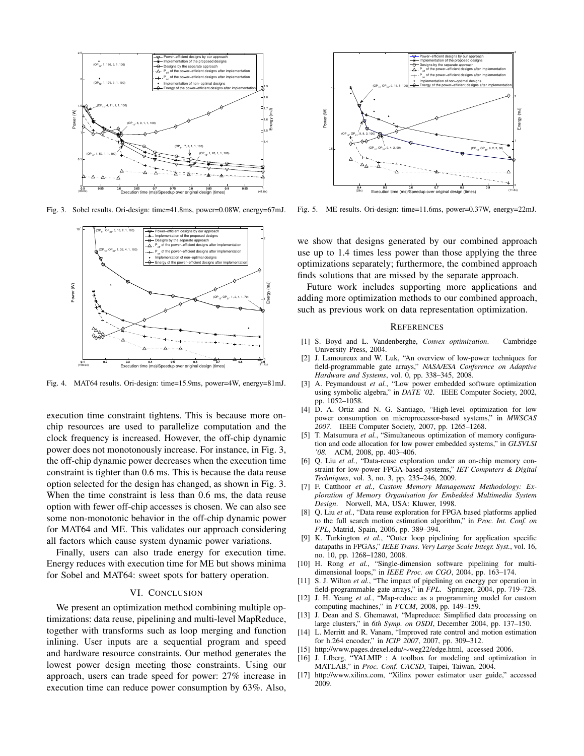Fig. 3. Sobel results. Ori-design: time=41.8ms, power=0.08W, energy=67mJ.

Fig. 4. MAT64 results. Ori-design: time=15.9ms, power=4W, energy=81mJ.

Fig. 5. ME results. Ori-design: time=11.6ms, power=0.37W, energy=22mJ.

execution time constraint tightens. This is because more on-chip resources are used to parallelize computation and the clock frequency is increased. However, the off-chip dynamic power does not monotonously increase. For instance, in Fig. 3, the off-chip dynamic power decreases when the execution time constraint is tighter than 0.6 ms. This is because the data reuse option selected for the design has changed, as shown in Fig. 3. When the time constraint is less than 0.6 ms, the data reuse option with fewer off-chip accesses is chosen. We can also see some non-monotonic behavior in the off-chip dynamic power for MAT64 and ME. This validates our approach considering all factors which cause system dynamic power variations.

Finally, users can also trade energy for execution time. Energy reduces with execution time for ME but shows minima for Sobel and MAT64: sweet spots for battery operation.

## VI. Conclusion

We present an optimization method combining multiple optimizations: data reuse, pipelining and multi-level MapReduce, together with transforms such as loop merging and function inlining. User inputs are a sequential program and speed and hardware resource constraints. Our method generates the lowest power design meeting those constraints. Using our approach, users can trade speed for power: 27% increase in execution time can reduce power consumption by 63%. Also, we show that designs generated by our combined approach use up to 1.4 times less power than those applying the three optimizations separately; furthermore, the combined approach finds solutions that are missed by the separate approach.

Future work includes supporting more applications and adding more optimization methods to our combined approach, such as previous work on data representation optimization.

## References

[1] S. Boyd and L. Vandenberghe, *Convex optimization*. Cambridge University Press, 2004.

[2] J. Lamoureux and W. Luk, "An overview of low-power techniques for field-programmable gate arrays," *NASA/ESA Conference on Adaptive Hardware and Systems*, vol. 0, pp. 338–345, 2008.

[3] A. Peymandoust *et al.*, "Low power embedded software optimization using symbolic algebra," in *DATE '02*. IEEE Computer Society, 2002, pp. 1052–1058.

[4] D. A. Ortiz and N. G. Santiago, "High-level optimization for low power consumption on microprocessor-based systems," in *MWSCAS 2007*. IEEE Computer Society, 2007, pp. 1265–1268.

[5] T. Matsumura *et al.*, "Simultaneous optimization of memory configuration and code allocation for low power embedded systems," in *GLSVLSI '08*. ACM, 2008, pp. 403–406.

[6] Q. Liu *et al.*, "Data-reuse exploration under an on-chip memory constraint for low-power FPGA-based systems," *IET Computers & Digital Techniques*, vol. 3, no. 3, pp. 235–246, 2009.

[7] F. Catthoor *et al.*, *Custom Memory Management Methodology: Exploration of Memory Organisation for Embedded Multimedia System Design*. Norwell, MA, USA: Kluwer, 1998.

[8] Q. Liu *et al.*, "Data reuse exploration for FPGA based platforms applied to the full search motion estimation algorithm," in *Proc. Int. Conf. on FPL*, Matrid, Spain, 2006, pp. 389–394.

[9] K. Turkington *et al.*, "Outer loop pipelining for application specific datapaths in FPGAs," *IEEE Trans. Very Large Scale Integr. Syst.*, vol. 16, no. 10, pp. 1268–1280, 2008.

[10] H. Rong *et al.*, "Single-dimension software pipelining for multi-dimensional loops," in *IEEE Proc. on CGO*, 2004, pp. 163–174.

[11] S. J. Wilton *et al.*, "The impact of pipelining on energy per operation in field-programmable gate arrays," in *FPL*. Springer, 2004, pp. 719–728.

[12] J. H. Yeung *et al.*, "Map-reduce as a programming model for custom computing machines," in *FCCM*, 2008, pp. 149–159.

[13] J. Dean and S. Ghemawat, "Mapreduce: Simplified data processing on large clusters," in *6th Symp. on OSDI*, December 2004, pp. 137–150.

[14] L. Merritt and R. Vanam, "Improved rate control and motion estimation for h.264 encoder," in *ICIP 2007*, 2007, pp. 309–312.

[15] http://www.pages.drexel.edu/∼weg22/edge.html, accessed 2006.

[16] J. Lfberg, "YALMIP : A toolbox for modeling and optimization in MATLAB," in *Proc. Conf. CACSD*, Taipei, Taiwan, 2004.

[17] http://www.xilinx.com, "Xilinx power estimator user guide," accessed 2009.